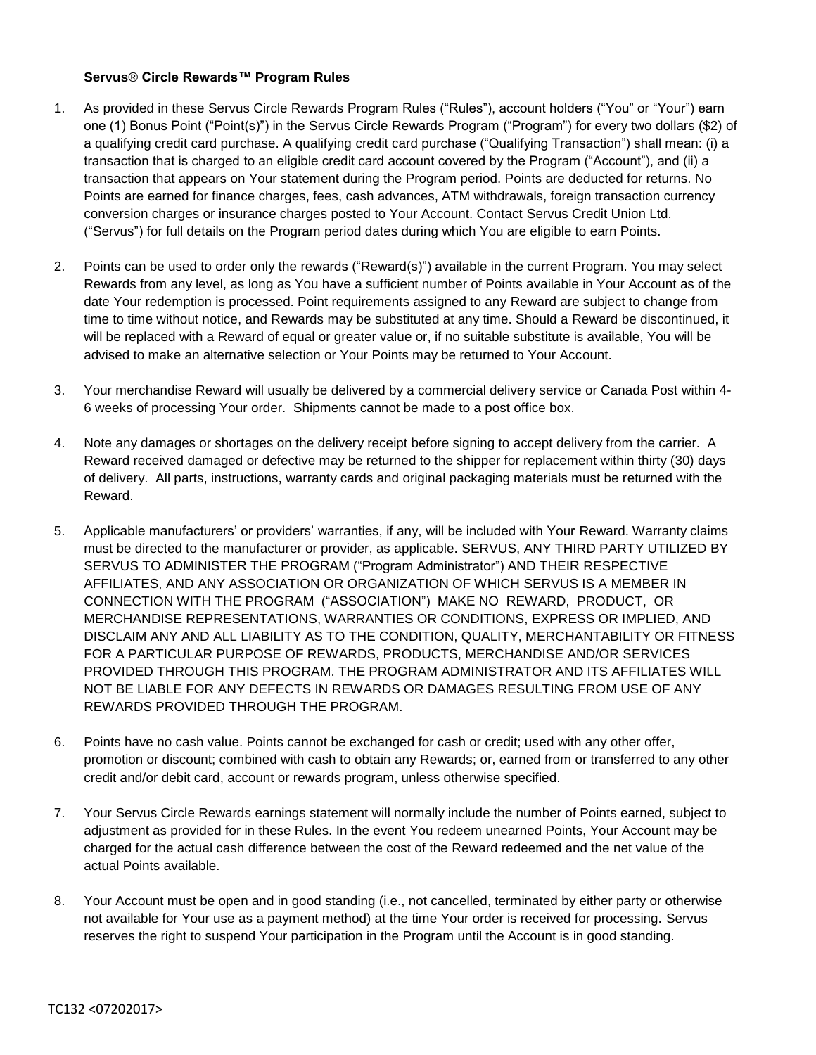**Servus® Circle Rewards™ Program Rules**

1. As provided in these Servus Circle Rewards Program Rules ("Rules"), account holders ("You" or "Your") earn one (1) Bonus Point ("Point(s)") in the Servus Circle Rewards Program ("Program") for every two dollars ($2) of a qualifying credit card purchase. A qualifying credit card purchase ("Qualifying Transaction") shall mean: (i) a transaction that is charged to an eligible credit card account covered by the Program ("Account"), and (ii) a transaction that appears on Your statement during the Program period. Points are deducted for returns. No Points are earned for finance charges, fees, cash advances, ATM withdrawals, foreign transaction currency conversion charges or insurance charges posted to Your Account. Contact Servus Credit Union Ltd. ("Servus") for full details on the Program period dates during which You are eligible to earn Points.

2. Points can be used to order only the rewards ("Reward(s)") available in the current Program. You may select Rewards from any level, as long as You have a sufficient number of Points available in Your Account as of the date Your redemption is processed. Point requirements assigned to any Reward are subject to change from time to time without notice, and Rewards may be substituted at any time. Should a Reward be discontinued, it will be replaced with a Reward of equal or greater value or, if no suitable substitute is available, You will be advised to make an alternative selection or Your Points may be returned to Your Account.

3. Your merchandise Reward will usually be delivered by a commercial delivery service or Canada Post within 4-6 weeks of processing Your order. Shipments cannot be made to a post office box.

4. Note any damages or shortages on the delivery receipt before signing to accept delivery from the carrier. A Reward received damaged or defective may be returned to the shipper for replacement within thirty (30) days of delivery. All parts, instructions, warranty cards and original packaging materials must be returned with the Reward.

5. Applicable manufacturers' or providers' warranties, if any, will be included with Your Reward. Warranty claims must be directed to the manufacturer or provider, as applicable. SERVUS, ANY THIRD PARTY UTILIZED BY SERVUS TO ADMINISTER THE PROGRAM ("Program Administrator") AND THEIR RESPECTIVE AFFILIATES, AND ANY ASSOCIATION OR ORGANIZATION OF WHICH SERVUS IS A MEMBER IN CONNECTION WITH THE PROGRAM ("ASSOCIATION") MAKE NO REWARD, PRODUCT, OR MERCHANDISE REPRESENTATIONS, WARRANTIES OR CONDITIONS, EXPRESS OR IMPLIED, AND DISCLAIM ANY AND ALL LIABILITY AS TO THE CONDITION, QUALITY, MERCHANTABILITY OR FITNESS FOR A PARTICULAR PURPOSE OF REWARDS, PRODUCTS, MERCHANDISE AND/OR SERVICES PROVIDED THROUGH THIS PROGRAM. THE PROGRAM ADMINISTRATOR AND ITS AFFILIATES WILL NOT BE LIABLE FOR ANY DEFECTS IN REWARDS OR DAMAGES RESULTING FROM USE OF ANY REWARDS PROVIDED THROUGH THE PROGRAM.

6. Points have no cash value. Points cannot be exchanged for cash or credit; used with any other offer, promotion or discount; combined with cash to obtain any Rewards; or, earned from or transferred to any other credit and/or debit card, account or rewards program, unless otherwise specified.

7. Your Servus Circle Rewards earnings statement will normally include the number of Points earned, subject to adjustment as provided for in these Rules. In the event You redeem unearned Points, Your Account may be charged for the actual cash difference between the cost of the Reward redeemed and the net value of the actual Points available.

8. Your Account must be open and in good standing (i.e., not cancelled, terminated by either party or otherwise not available for Your use as a payment method) at the time Your order is received for processing. Servus reserves the right to suspend Your participation in the Program until the Account is in good standing.

TC132 <07202017>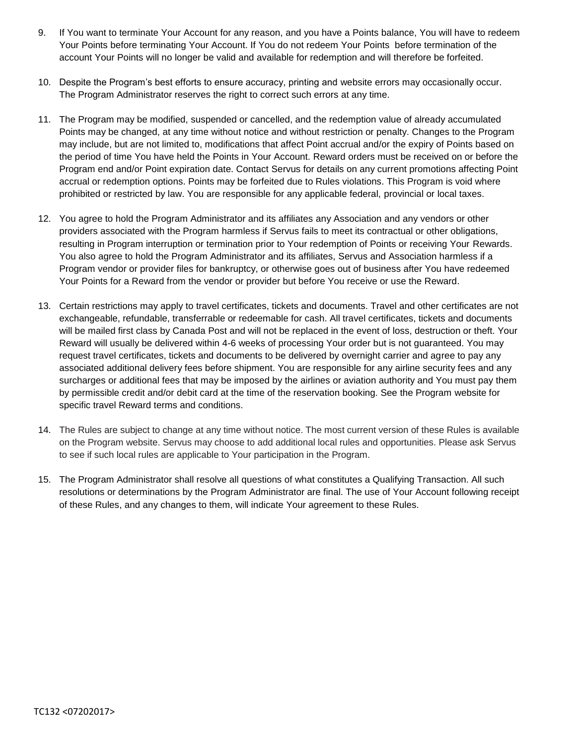9. If You want to terminate Your Account for any reason, and you have a Points balance, You will have to redeem Your Points before terminating Your Account. If You do not redeem Your Points before termination of the account Your Points will no longer be valid and available for redemption and will therefore be forfeited.

10. Despite the Program's best efforts to ensure accuracy, printing and website errors may occasionally occur. The Program Administrator reserves the right to correct such errors at any time.

11. The Program may be modified, suspended or cancelled, and the redemption value of already accumulated Points may be changed, at any time without notice and without restriction or penalty. Changes to the Program may include, but are not limited to, modifications that affect Point accrual and/or the expiry of Points based on the period of time You have held the Points in Your Account. Reward orders must be received on or before the Program end and/or Point expiration date. Contact Servus for details on any current promotions affecting Point accrual or redemption options. Points may be forfeited due to Rules violations. This Program is void where prohibited or restricted by law. You are responsible for any applicable federal, provincial or local taxes.

12. You agree to hold the Program Administrator and its affiliates any Association and any vendors or other providers associated with the Program harmless if Servus fails to meet its contractual or other obligations, resulting in Program interruption or termination prior to Your redemption of Points or receiving Your Rewards. You also agree to hold the Program Administrator and its affiliates, Servus and Association harmless if a Program vendor or provider files for bankruptcy, or otherwise goes out of business after You have redeemed Your Points for a Reward from the vendor or provider but before You receive or use the Reward.

13. Certain restrictions may apply to travel certificates, tickets and documents. Travel and other certificates are not exchangeable, refundable, transferrable or redeemable for cash. All travel certificates, tickets and documents will be mailed first class by Canada Post and will not be replaced in the event of loss, destruction or theft. Your Reward will usually be delivered within 4-6 weeks of processing Your order but is not guaranteed. You may request travel certificates, tickets and documents to be delivered by overnight carrier and agree to pay any associated additional delivery fees before shipment. You are responsible for any airline security fees and any surcharges or additional fees that may be imposed by the airlines or aviation authority and You must pay them by permissible credit and/or debit card at the time of the reservation booking. See the Program website for specific travel Reward terms and conditions.

14. The Rules are subject to change at any time without notice. The most current version of these Rules is available on the Program website. Servus may choose to add additional local rules and opportunities. Please ask Servus to see if such local rules are applicable to Your participation in the Program.

15. The Program Administrator shall resolve all questions of what constitutes a Qualifying Transaction. All such resolutions or determinations by the Program Administrator are final. The use of Your Account following receipt of these Rules, and any changes to them, will indicate Your agreement to these Rules.

TC132 <07202017>